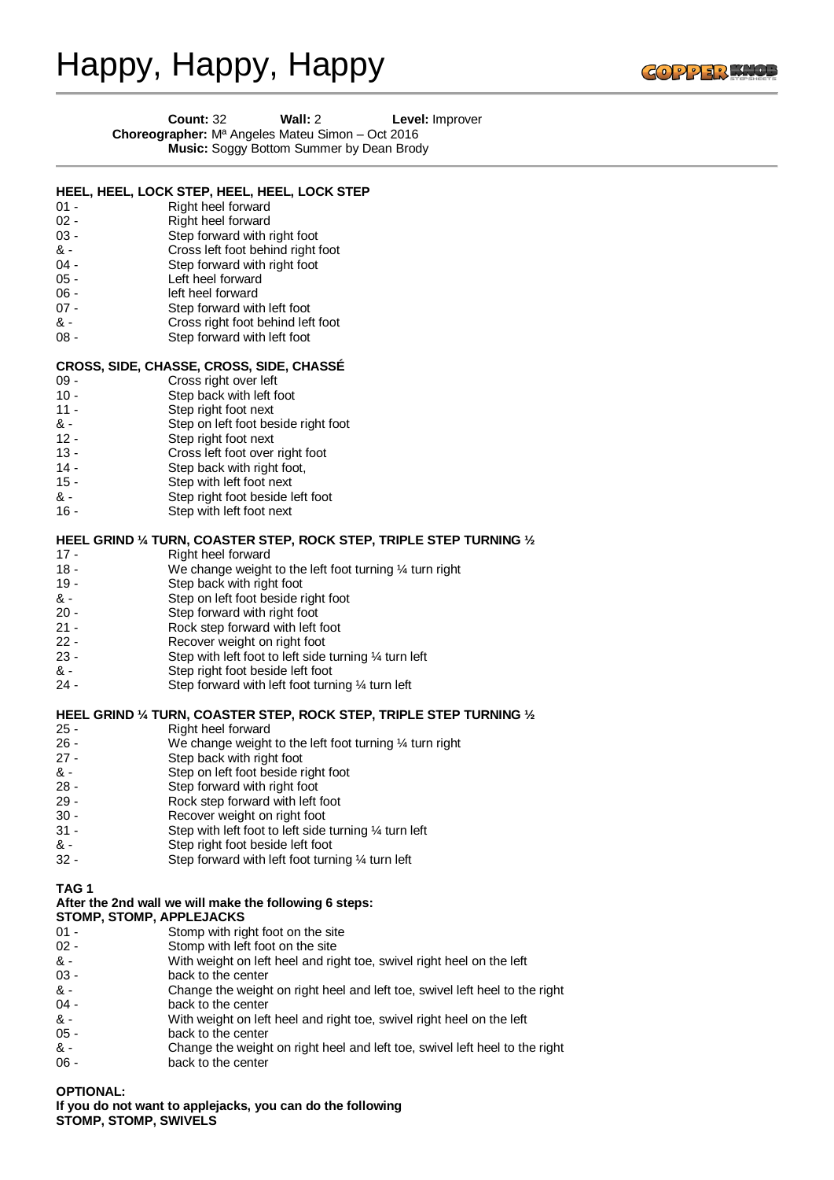# Happy, Happy, Happy

**Count:** 32 **Wall:** 2 **Level:** Improver

**Choreographer:** Mª Angeles Mateu Simon – Oct 2016

**Music:** Soggy Bottom Summer by Dean Brody

---

**HEEL, HEEL, LOCK STEP, HEEL, HEEL, LOCK STEP**

01 - Right heel forward
02 - Right heel forward
03 - Step forward with right foot
& - Cross left foot behind right foot
04 - Step forward with right foot
05 - Left heel forward
06 - left heel forward
07 - Step forward with left foot
& - Cross right foot behind left foot
08 - Step forward with left foot

**CROSS, SIDE, CHASSE, CROSS, SIDE, CHASSÉ**

09 - Cross right over left
10 - Step back with left foot
11 - Step right foot next
& - Step on left foot beside right foot
12 - Step right foot next
13 - Cross left foot over right foot
14 - Step back with right foot,
15 - Step with left foot next
& - Step right foot beside left foot
16 - Step with left foot next

**HEEL GRIND ¼ TURN, COASTER STEP, ROCK STEP, TRIPLE STEP TURNING ½**

17 - Right heel forward
18 - We change weight to the left foot turning ¼ turn right
19 - Step back with right foot
& - Step on left foot beside right foot
20 - Step forward with right foot
21 - Rock step forward with left foot
22 - Recover weight on right foot
23 - Step with left foot to left side turning ¼ turn left
& - Step right foot beside left foot
24 - Step forward with left foot turning ¼ turn left

**HEEL GRIND ¼ TURN, COASTER STEP, ROCK STEP, TRIPLE STEP TURNING ½**

25 - Right heel forward
26 - We change weight to the left foot turning ¼ turn right
27 - Step back with right foot
& - Step on left foot beside right foot
28 - Step forward with right foot
29 - Rock step forward with left foot
30 - Recover weight on right foot
31 - Step with left foot to left side turning ¼ turn left
& - Step right foot beside left foot
32 - Step forward with left foot turning ¼ turn left

**TAG 1**

**After the 2nd wall we will make the following 6 steps:**

**STOMP, STOMP, APPLEJACKS**

01 - Stomp with right foot on the site
02 - Stomp with left foot on the site
& - With weight on left heel and right toe, swivel right heel on the left
03 - back to the center
& - Change the weight on right heel and left toe, swivel left heel to the right
04 - back to the center
& - With weight on left heel and right toe, swivel right heel on the left
05 - back to the center
& - Change the weight on right heel and left toe, swivel left heel to the right
06 - back to the center

**OPTIONAL:**

**If you do not want to applejacks, you can do the following**

**STOMP, STOMP, SWIVELS**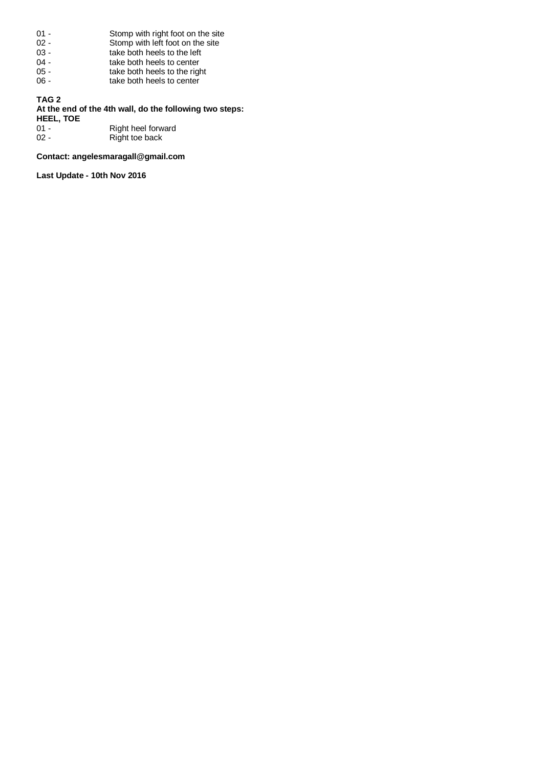01 - Stomp with right foot on the site
02 - Stomp with left foot on the site
03 - take both heels to the left
04 - take both heels to center
05 - take both heels to the right
06 - take both heels to center

**TAG 2**
**At the end of the 4th wall, do the following two steps:**
**HEEL, TOE**
01 - Right heel forward
02 - Right toe back

**Contact: angelesmaragall@gmail.com**

**Last Update - 10th Nov 2016**